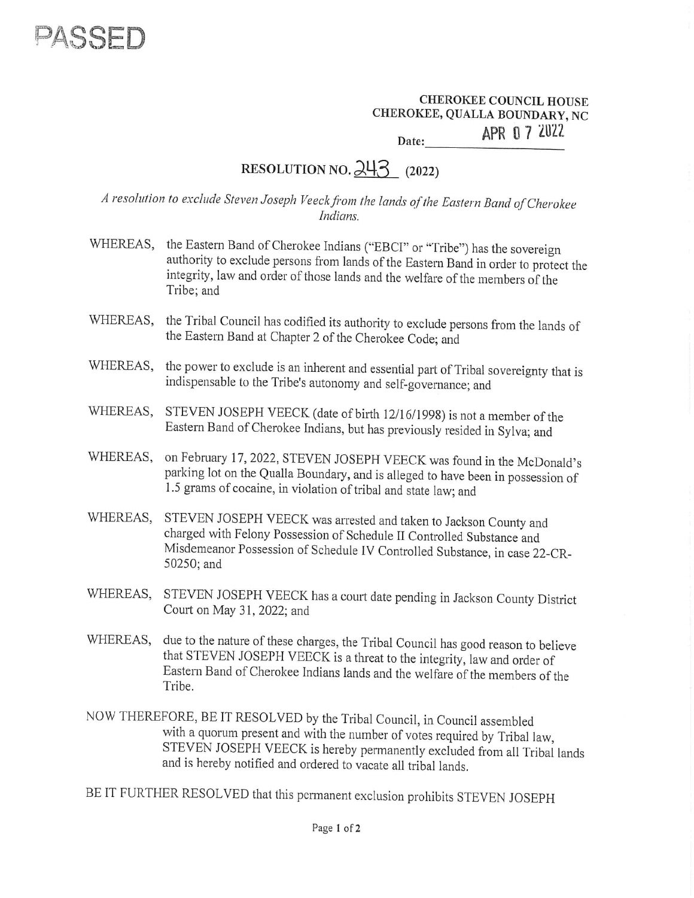PASSED

**CHEROKEE COUNCIL HOUSE**
**CHEROKEE, QUALLA BOUNDARY, NC**

**Date:** APR 07 2022

# RESOLUTION NO. 243 (2022)

*A resolution to exclude Steven Joseph Veeck from the lands of the Eastern Band of Cherokee Indians.*

WHEREAS, the Eastern Band of Cherokee Indians ("EBCI" or "Tribe") has the sovereign authority to exclude persons from lands of the Eastern Band in order to protect the integrity, law and order of those lands and the welfare of the members of the Tribe; and

WHEREAS, the Tribal Council has codified its authority to exclude persons from the lands of the Eastern Band at Chapter 2 of the Cherokee Code; and

WHEREAS, the power to exclude is an inherent and essential part of Tribal sovereignty that is indispensable to the Tribe's autonomy and self-governance; and

WHEREAS, STEVEN JOSEPH VEECK (date of birth 12/16/1998) is not a member of the Eastern Band of Cherokee Indians, but has previously resided in Sylva; and

WHEREAS, on February 17, 2022, STEVEN JOSEPH VEECK was found in the McDonald's parking lot on the Qualla Boundary, and is alleged to have been in possession of 1.5 grams of cocaine, in violation of tribal and state law; and

WHEREAS, STEVEN JOSEPH VEECK was arrested and taken to Jackson County and charged with Felony Possession of Schedule II Controlled Substance and Misdemeanor Possession of Schedule IV Controlled Substance, in case 22-CR-50250; and

WHEREAS, STEVEN JOSEPH VEECK has a court date pending in Jackson County District Court on May 31, 2022; and

WHEREAS, due to the nature of these charges, the Tribal Council has good reason to believe that STEVEN JOSEPH VEECK is a threat to the integrity, law and order of Eastern Band of Cherokee Indians lands and the welfare of the members of the Tribe.

NOW THEREFORE, BE IT RESOLVED by the Tribal Council, in Council assembled with a quorum present and with the number of votes required by Tribal law, STEVEN JOSEPH VEECK is hereby permanently excluded from all Tribal lands and is hereby notified and ordered to vacate all tribal lands.

BE IT FURTHER RESOLVED that this permanent exclusion prohibits STEVEN JOSEPH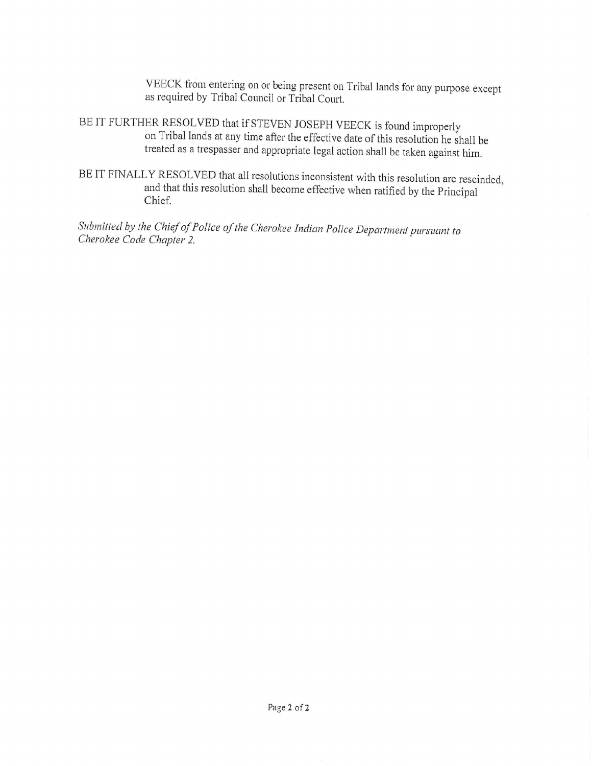VEECK from entering on or being present on Tribal lands for any purpose except as required by Tribal Council or Tribal Court.

BE IT FURTHER RESOLVED that if STEVEN JOSEPH VEECK is found improperly on Tribal lands at any time after the effective date of this resolution he shall be treated as a trespasser and appropriate legal action shall be taken against him.

BE IT FINALLY RESOLVED that all resolutions inconsistent with this resolution are rescinded, and that this resolution shall become effective when ratified by the Principal Chief.

*Submitted by the Chief of Police of the Cherokee Indian Police Department pursuant to Cherokee Code Chapter 2.*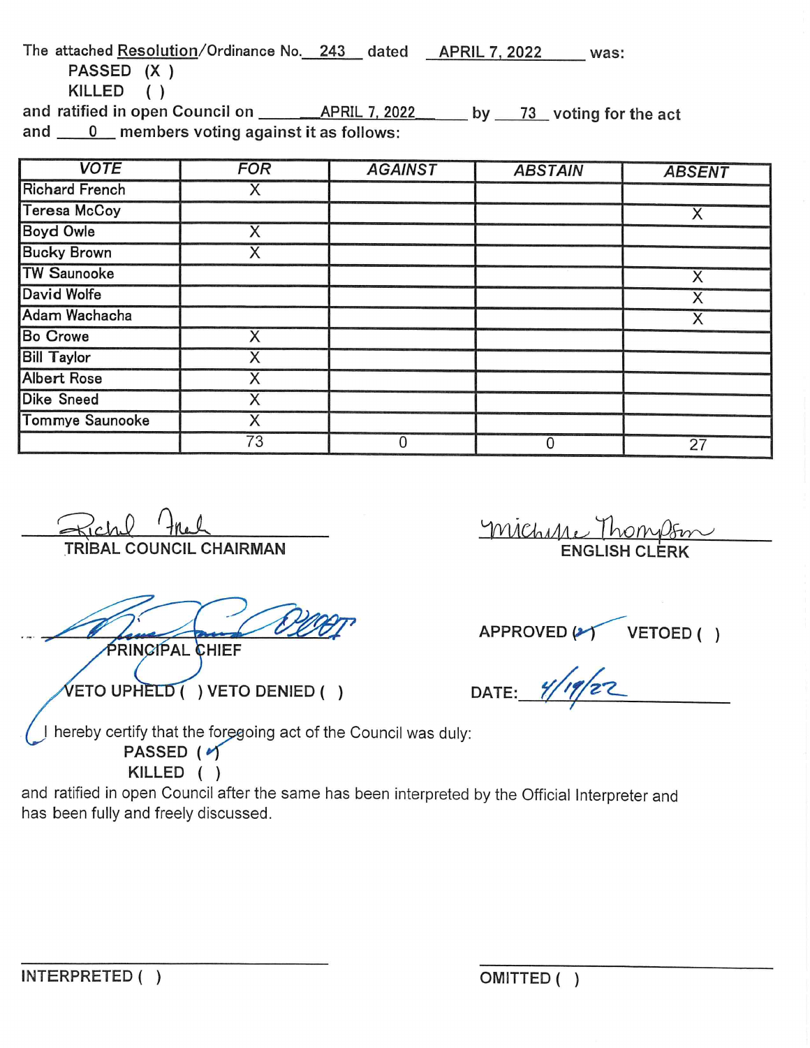The attached Resolution/Ordinance No. 243 dated APRIL 7, 2022 was:

PASSED (X )

KILLED ( )

and ratified in open Council on APRIL 7, 2022 by 73 voting for the act and 0 members voting against it as follows:

| VOTE | FOR | AGAINST | ABSTAIN | ABSENT |
|---|---|---|---|---|
| Richard French | X | | | |
| Teresa McCoy | | | | X |
| Boyd Owle | X | | | |
| Bucky Brown | X | | | |
| TW Saunooke | | | | X |
| David Wolfe | | | | X |
| Adam Wachacha | | | | X |
| Bo Crowe | X | | | |
| Bill Taylor | X | | | |
| Albert Rose | X | | | |
| Dike Sneed | X | | | |
| Tommye Saunooke | X | | | |
| | 73 | 0 | 0 | 27 |

Richard French
TRIBAL COUNCIL CHAIRMAN

Michelle Thompson
ENGLISH CLERK

PRINCIPAL CHIEF

APPROVED (✓) VETOED ( )

VETO UPHELD ( ) VETO DENIED ( )

DATE: 4/19/22

I hereby certify that the foregoing act of the Council was duly:

PASSED (✓)

KILLED ( )

and ratified in open Council after the same has been interpreted by the Official Interpreter and has been fully and freely discussed.

INTERPRETED ( )

OMITTED ( )